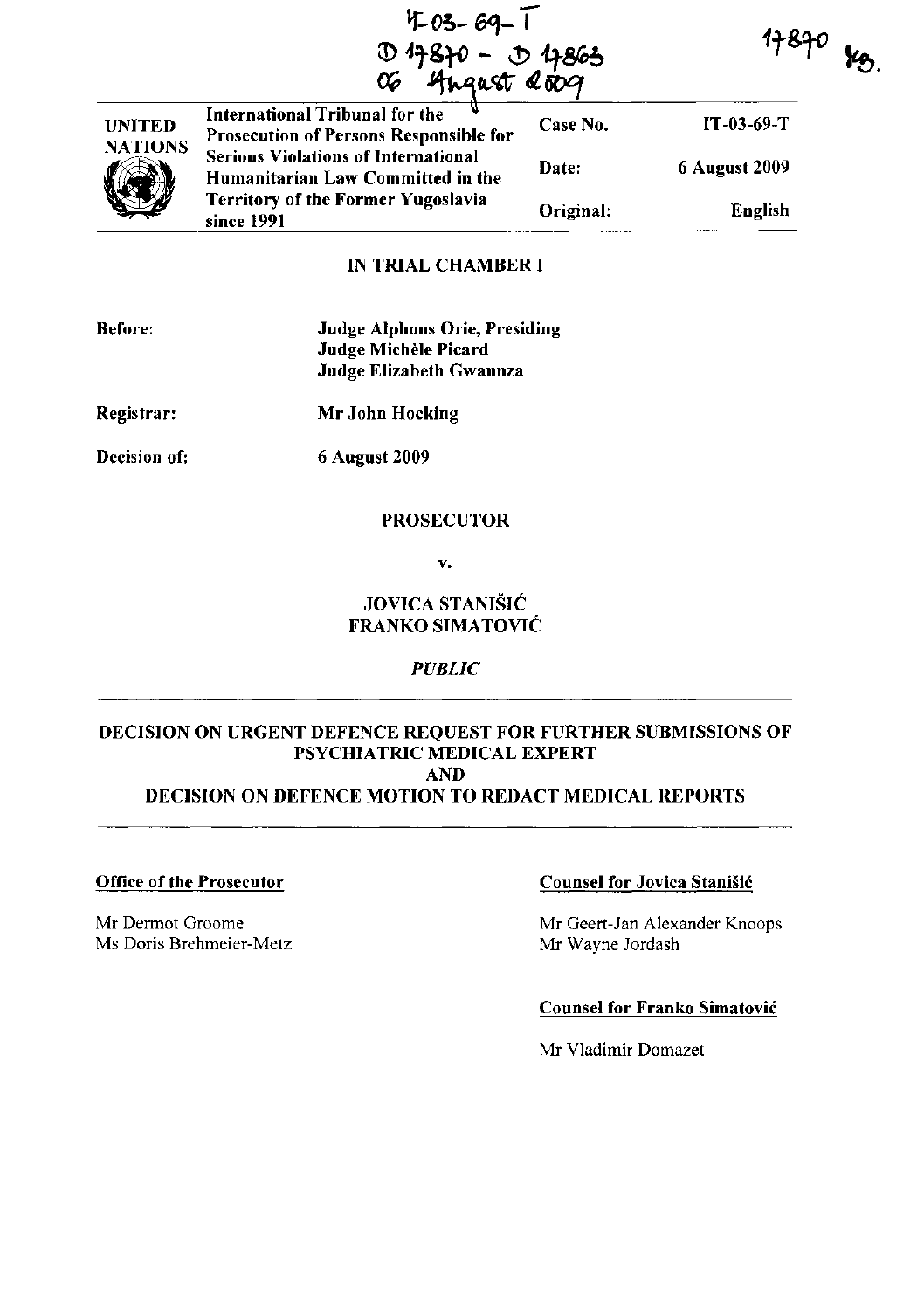IT-03-69-T
D 17870 - D 17863
06 August 2009

17870 TB.

| UNITED NATIONS | International Tribunal for the Prosecution of Persons Responsible for Serious Violations of International Humanitarian Law Committed in the Territory of the Former Yugoslavia since 1991 | Case No. | IT-03-69-T |
|---|---|---|---|
| | | Date: | 6 August 2009 |
| | | Original: | English |

**IN TRIAL CHAMBER I**

**Before:** Judge Alphons Orie, Presiding
Judge Michèle Picard
Judge Elizabeth Gwaunza

**Registrar:** Mr John Hocking

**Decision of:** 6 August 2009

**PROSECUTOR**

**v.**

**JOVICA STANIŠIĆ**
**FRANKO SIMATOVIĆ**

***PUBLIC***

**DECISION ON URGENT DEFENCE REQUEST FOR FURTHER SUBMISSIONS OF PSYCHIATRIC MEDICAL EXPERT**
**AND**
**DECISION ON DEFENCE MOTION TO REDACT MEDICAL REPORTS**

**Office of the Prosecutor**

Mr Dermot Groome
Ms Doris Brehmeier-Metz

**Counsel for Jovica Stanišić**

Mr Geert-Jan Alexander Knoops
Mr Wayne Jordash

**Counsel for Franko Simatović**

Mr Vladimir Domazet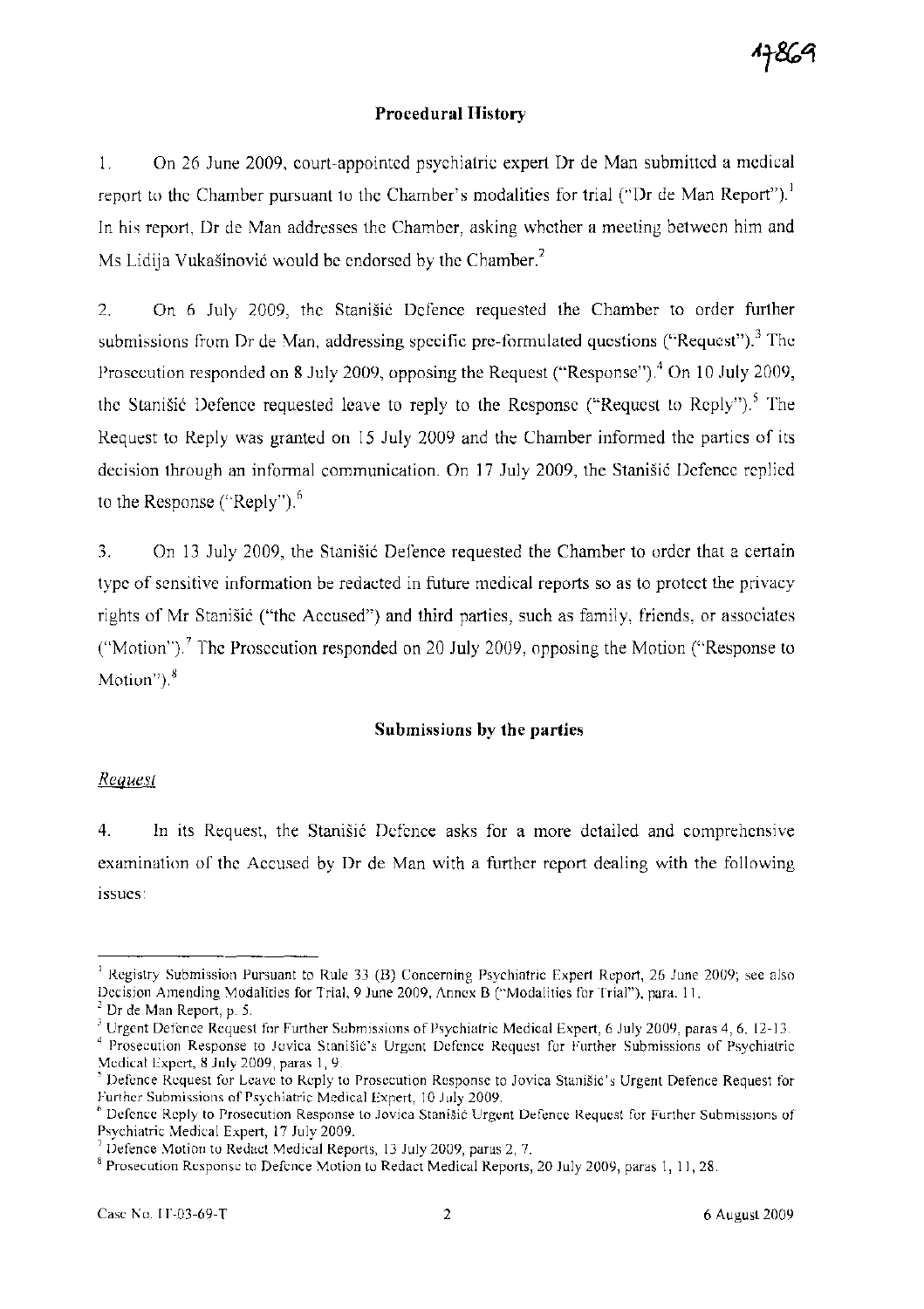## Procedural History

1. On 26 June 2009, court-appointed psychiatric expert Dr de Man submitted a medical report to the Chamber pursuant to the Chamber's modalities for trial ("Dr de Man Report").[1] In his report, Dr de Man addresses the Chamber, asking whether a meeting between him and Ms Lidija Vukašinović would be endorsed by the Chamber.[2]

2. On 6 July 2009, the Stanišić Defence requested the Chamber to order further submissions from Dr de Man, addressing specific pre-formulated questions ("Request").[3] The Prosecution responded on 8 July 2009, opposing the Request ("Response").[4] On 10 July 2009, the Stanišić Defence requested leave to reply to the Response ("Request to Reply").[5] The Request to Reply was granted on 15 July 2009 and the Chamber informed the parties of its decision through an informal communication. On 17 July 2009, the Stanišić Defence replied to the Response ("Reply").[6]

3. On 13 July 2009, the Stanišić Defence requested the Chamber to order that a certain type of sensitive information be redacted in future medical reports so as to protect the privacy rights of Mr Stanišić ("the Accused") and third parties, such as family, friends, or associates ("Motion").[7] The Prosecution responded on 20 July 2009, opposing the Motion ("Response to Motion").[8]

## Submissions by the parties

### *Request*

4. In its Request, the Stanišić Defence asks for a more detailed and comprehensive examination of the Accused by Dr de Man with a further report dealing with the following issues:

---

[1] Registry Submission Pursuant to Rule 33 (B) Concerning Psychiatric Expert Report, 26 June 2009; see also Decision Amending Modalities for Trial, 9 June 2009, Annex B ("Modalities for Trial"), para. 11.

[2] Dr de Man Report, p. 5.

[3] Urgent Defence Request for Further Submissions of Psychiatric Medical Expert, 6 July 2009, paras 4, 6, 12-13.

[4] Prosecution Response to Jovica Stanišić's Urgent Defence Request for Further Submissions of Psychiatric Medical Expert, 8 July 2009, paras 1, 9.

[5] Defence Request for Leave to Reply to Prosecution Response to Jovica Stanišić's Urgent Defence Request for Further Submissions of Psychiatric Medical Expert, 10 July 2009.

[6] Defence Reply to Prosecution Response to Jovica Stanišić Urgent Defence Request for Further Submissions of Psychiatric Medical Expert, 17 July 2009.

[7] Defence Motion to Redact Medical Reports, 13 July 2009, paras 2, 7.

[8] Prosecution Response to Defence Motion to Redact Medical Reports, 20 July 2009, paras 1, 11, 28.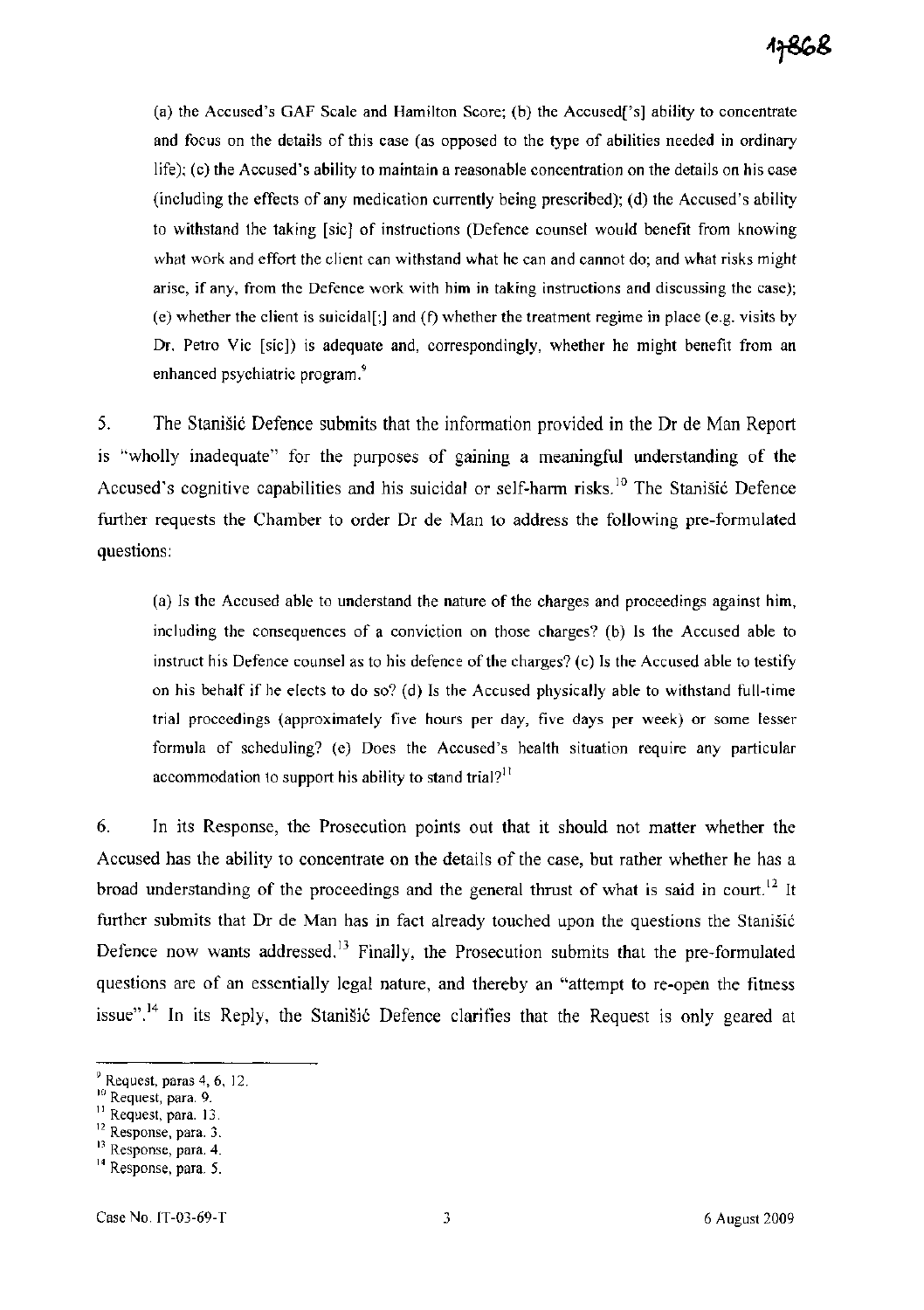> (a) the Accused's GAF Scale and Hamilton Score; (b) the Accused['s] ability to concentrate and focus on the details of this case (as opposed to the type of abilities needed in ordinary life); (c) the Accused's ability to maintain a reasonable concentration on the details on his case (including the effects of any medication currently being prescribed); (d) the Accused's ability to withstand the taking [sic] of instructions (Defence counsel would benefit from knowing what work and effort the client can withstand what he can and cannot do; and what risks might arise, if any, from the Defence work with him in taking instructions and discussing the case); (e) whether the client is suicidal[;] and (f) whether the treatment regime in place (e.g. visits by Dr. Petro Vic [sic]) is adequate and, correspondingly, whether he might benefit from an enhanced psychiatric program.[9]

5. The Stanišić Defence submits that the information provided in the Dr de Man Report is "wholly inadequate" for the purposes of gaining a meaningful understanding of the Accused's cognitive capabilities and his suicidal or self-harm risks.[10] The Stanišić Defence further requests the Chamber to order Dr de Man to address the following pre-formulated questions:

> (a) Is the Accused able to understand the nature of the charges and proceedings against him, including the consequences of a conviction on those charges? (b) Is the Accused able to instruct his Defence counsel as to his defence of the charges? (c) Is the Accused able to testify on his behalf if he elects to do so? (d) Is the Accused physically able to withstand full-time trial proceedings (approximately five hours per day, five days per week) or some lesser formula of scheduling? (e) Does the Accused's health situation require any particular accommodation to support his ability to stand trial?[11]

6. In its Response, the Prosecution points out that it should not matter whether the Accused has the ability to concentrate on the details of the case, but rather whether he has a broad understanding of the proceedings and the general thrust of what is said in court.[12] It further submits that Dr de Man has in fact already touched upon the questions the Stanišić Defence now wants addressed.[13] Finally, the Prosecution submits that the pre-formulated questions are of an essentially legal nature, and thereby an "attempt to re-open the fitness issue".[14] In its Reply, the Stanišić Defence clarifies that the Request is only geared at

---

[9] Request, paras 4, 6, 12.
[10] Request, para. 9.
[11] Request, para. 13.
[12] Response, para. 3.
[13] Response, para. 4.
[14] Response, para. 5.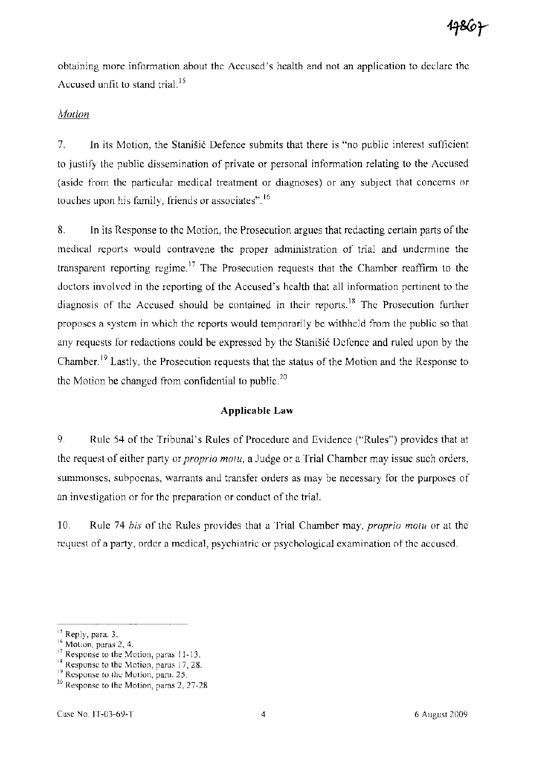obtaining more information about the Accused's health and not an application to declare the Accused unfit to stand trial.[15]

*Motion*

7. In its Motion, the Stanišić Defence submits that there is "no public interest sufficient to justify the public dissemination of private or personal information relating to the Accused (aside from the particular medical treatment or diagnoses) or any subject that concerns or touches upon his family, friends or associates".[16]

8. In its Response to the Motion, the Prosecution argues that redacting certain parts of the medical reports would contravene the proper administration of trial and undermine the transparent reporting regime.[17] The Prosecution requests that the Chamber reaffirm to the doctors involved in the reporting of the Accused's health that all information pertinent to the diagnosis of the Accused should be contained in their reports.[18] The Prosecution further proposes a system in which the reports would temporarily be withheld from the public so that any requests for redactions could be expressed by the Stanišić Defence and ruled upon by the Chamber.[19] Lastly, the Prosecution requests that the status of the Motion and the Response to the Motion be changed from confidential to public.[20]

## Applicable Law

9. Rule 54 of the Tribunal's Rules of Procedure and Evidence ("Rules") provides that at the request of either party or *proprio motu*, a Judge or a Trial Chamber may issue such orders, summonses, subpoenas, warrants and transfer orders as may be necessary for the purposes of an investigation or for the preparation or conduct of the trial.

10. Rule 74 *bis* of the Rules provides that a Trial Chamber may, *proprio motu* or at the request of a party, order a medical, psychiatric or psychological examination of the accused.

---

[15] Reply, para. 3.

[16] Motion, paras 2, 4.

[17] Response to the Motion, paras 11-13.

[18] Response to the Motion, paras 17, 28.

[19] Response to the Motion, para. 25.

[20] Response to the Motion, paras 2, 27-28.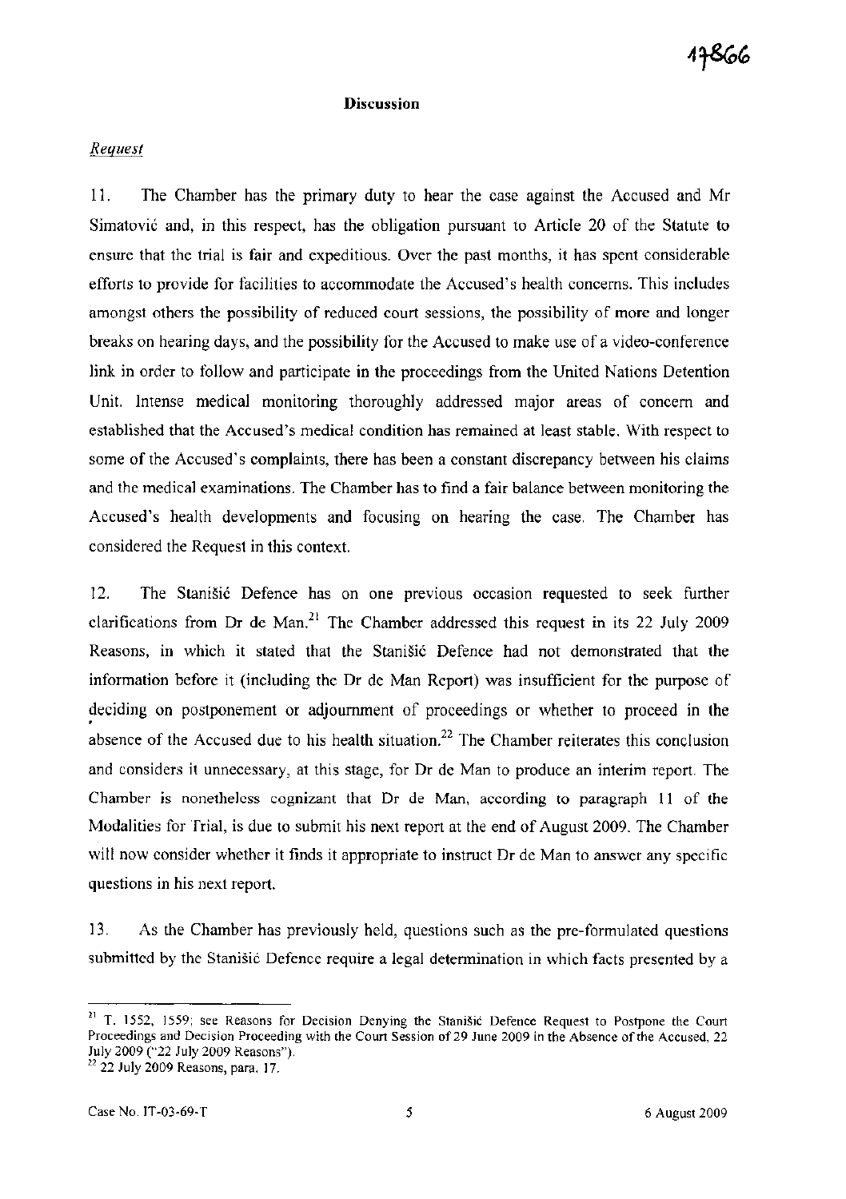## Discussion

*Request*

11. The Chamber has the primary duty to hear the case against the Accused and Mr Simatović and, in this respect, has the obligation pursuant to Article 20 of the Statute to ensure that the trial is fair and expeditious. Over the past months, it has spent considerable efforts to provide for facilities to accommodate the Accused's health concerns. This includes amongst others the possibility of reduced court sessions, the possibility of more and longer breaks on hearing days, and the possibility for the Accused to make use of a video-conference link in order to follow and participate in the proceedings from the United Nations Detention Unit. Intense medical monitoring thoroughly addressed major areas of concern and established that the Accused's medical condition has remained at least stable. With respect to some of the Accused's complaints, there has been a constant discrepancy between his claims and the medical examinations. The Chamber has to find a fair balance between monitoring the Accused's health developments and focusing on hearing the case. The Chamber has considered the Request in this context.

12. The Stanišić Defence has on one previous occasion requested to seek further clarifications from Dr de Man.[21] The Chamber addressed this request in its 22 July 2009 Reasons, in which it stated that the Stanišić Defence had not demonstrated that the information before it (including the Dr de Man Report) was insufficient for the purpose of deciding on postponement or adjournment of proceedings or whether to proceed in the absence of the Accused due to his health situation.[22] The Chamber reiterates this conclusion and considers it unnecessary, at this stage, for Dr de Man to produce an interim report. The Chamber is nonetheless cognizant that Dr de Man, according to paragraph 11 of the Modalities for Trial, is due to submit his next report at the end of August 2009. The Chamber will now consider whether it finds it appropriate to instruct Dr de Man to answer any specific questions in his next report.

13. As the Chamber has previously held, questions such as the pre-formulated questions submitted by the Stanišić Defence require a legal determination in which facts presented by a

[21] T. 1552, 1559; see Reasons for Decision Denying the Stanišić Defence Request to Postpone the Court Proceedings and Decision Proceeding with the Court Session of 29 June 2009 in the Absence of the Accused, 22 July 2009 ("22 July 2009 Reasons").

[22] 22 July 2009 Reasons, para. 17.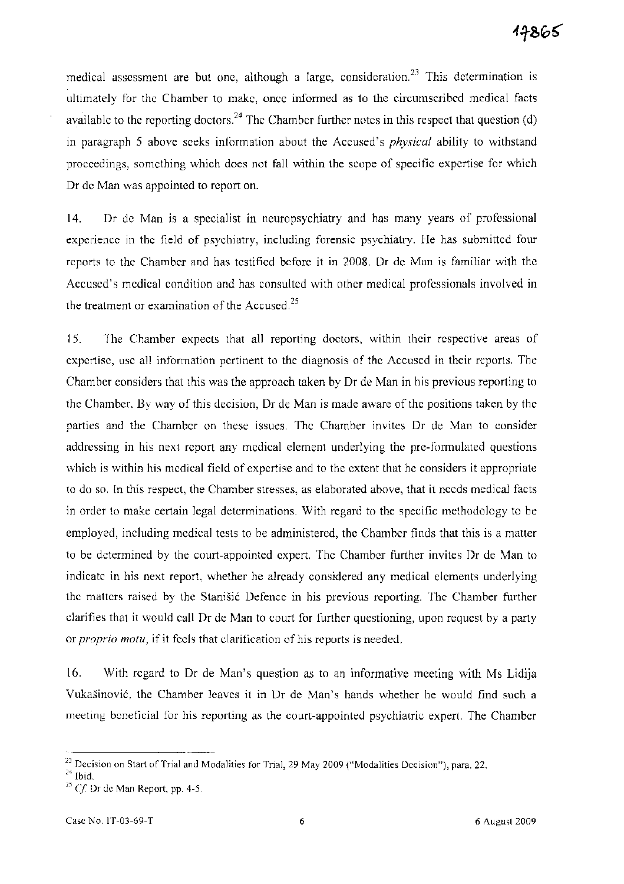medical assessment are but one, although a large, consideration.[23] This determination is ultimately for the Chamber to make, once informed as to the circumscribed medical facts available to the reporting doctors.[24] The Chamber further notes in this respect that question (d) in paragraph 5 above seeks information about the Accused's *physical* ability to withstand proceedings, something which does not fall within the scope of specific expertise for which Dr de Man was appointed to report on.

14. Dr de Man is a specialist in neuropsychiatry and has many years of professional experience in the field of psychiatry, including forensic psychiatry. He has submitted four reports to the Chamber and has testified before it in 2008. Dr de Man is familiar with the Accused's medical condition and has consulted with other medical professionals involved in the treatment or examination of the Accused.[25]

15. The Chamber expects that all reporting doctors, within their respective areas of expertise, use all information pertinent to the diagnosis of the Accused in their reports. The Chamber considers that this was the approach taken by Dr de Man in his previous reporting to the Chamber. By way of this decision, Dr de Man is made aware of the positions taken by the parties and the Chamber on these issues. The Chamber invites Dr de Man to consider addressing in his next report any medical element underlying the pre-formulated questions which is within his medical field of expertise and to the extent that he considers it appropriate to do so. In this respect, the Chamber stresses, as elaborated above, that it needs medical facts in order to make certain legal determinations. With regard to the specific methodology to be employed, including medical tests to be administered, the Chamber finds that this is a matter to be determined by the court-appointed expert. The Chamber further invites Dr de Man to indicate in his next report, whether he already considered any medical elements underlying the matters raised by the Stanišić Defence in his previous reporting. The Chamber further clarifies that it would call Dr de Man to court for further questioning, upon request by a party or *proprio motu*, if it feels that clarification of his reports is needed.

16. With regard to Dr de Man's question as to an informative meeting with Ms Lidija Vukašinović, the Chamber leaves it in Dr de Man's hands whether he would find such a meeting beneficial for his reporting as the court-appointed psychiatric expert. The Chamber

---

[23] Decision on Start of Trial and Modalities for Trial, 29 May 2009 ("Modalities Decision"), para. 22.

[24] Ibid.

[25] *Cf.* Dr de Man Report, pp. 4-5.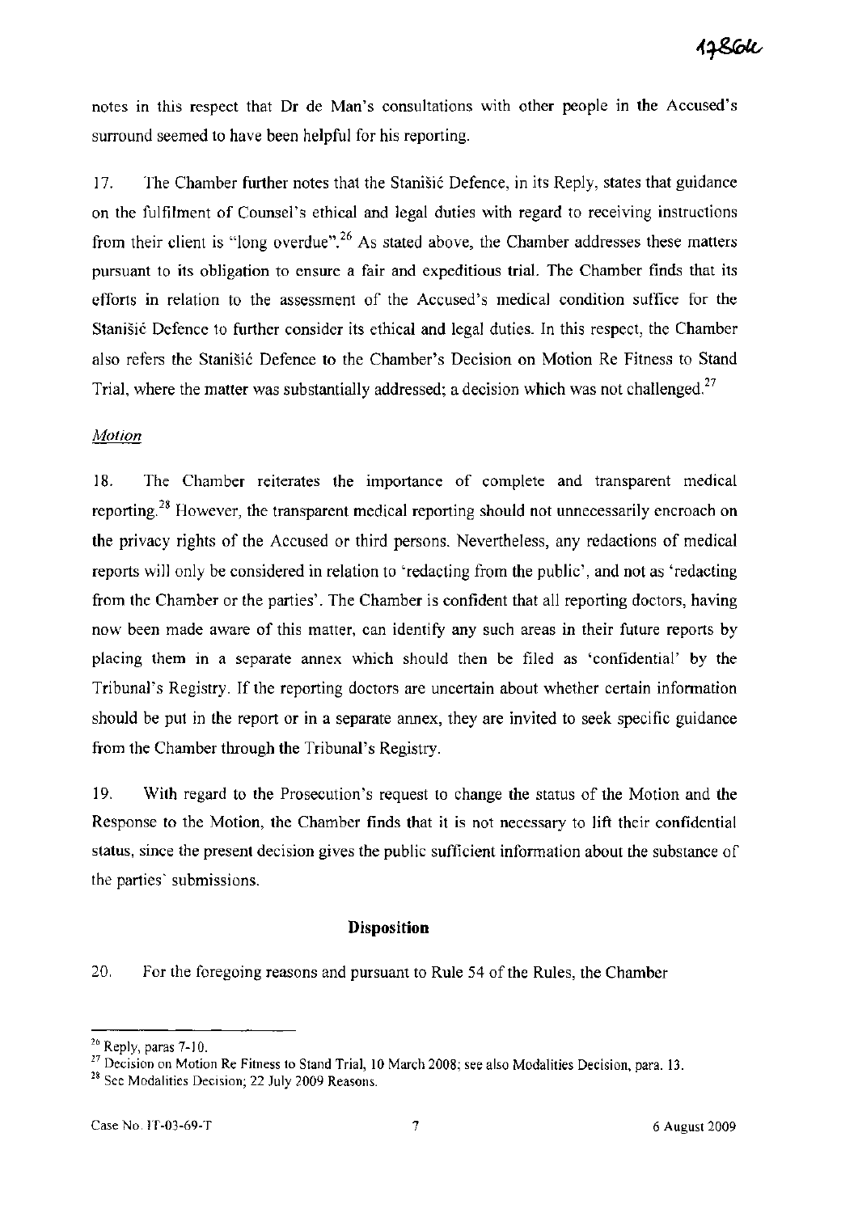notes in this respect that Dr de Man's consultations with other people in the Accused's surround seemed to have been helpful for his reporting.

17. The Chamber further notes that the Stanišić Defence, in its Reply, states that guidance on the fulfilment of Counsel's ethical and legal duties with regard to receiving instructions from their client is "long overdue".[26] As stated above, the Chamber addresses these matters pursuant to its obligation to ensure a fair and expeditious trial. The Chamber finds that its efforts in relation to the assessment of the Accused's medical condition suffice for the Stanišić Defence to further consider its ethical and legal duties. In this respect, the Chamber also refers the Stanišić Defence to the Chamber's Decision on Motion Re Fitness to Stand Trial, where the matter was substantially addressed; a decision which was not challenged.[27]

*Motion*

18. The Chamber reiterates the importance of complete and transparent medical reporting.[28] However, the transparent medical reporting should not unnecessarily encroach on the privacy rights of the Accused or third persons. Nevertheless, any redactions of medical reports will only be considered in relation to 'redacting from the public', and not as 'redacting from the Chamber or the parties'. The Chamber is confident that all reporting doctors, having now been made aware of this matter, can identify any such areas in their future reports by placing them in a separate annex which should then be filed as 'confidential' by the Tribunal's Registry. If the reporting doctors are uncertain about whether certain information should be put in the report or in a separate annex, they are invited to seek specific guidance from the Chamber through the Tribunal's Registry.

19. With regard to the Prosecution's request to change the status of the Motion and the Response to the Motion, the Chamber finds that it is not necessary to lift their confidential status, since the present decision gives the public sufficient information about the substance of the parties' submissions.

## Disposition

20. For the foregoing reasons and pursuant to Rule 54 of the Rules, the Chamber

---

[26] Reply, paras 7-10.

[27] Decision on Motion Re Fitness to Stand Trial, 10 March 2008; see also Modalities Decision, para. 13.

[28] See Modalities Decision; 22 July 2009 Reasons.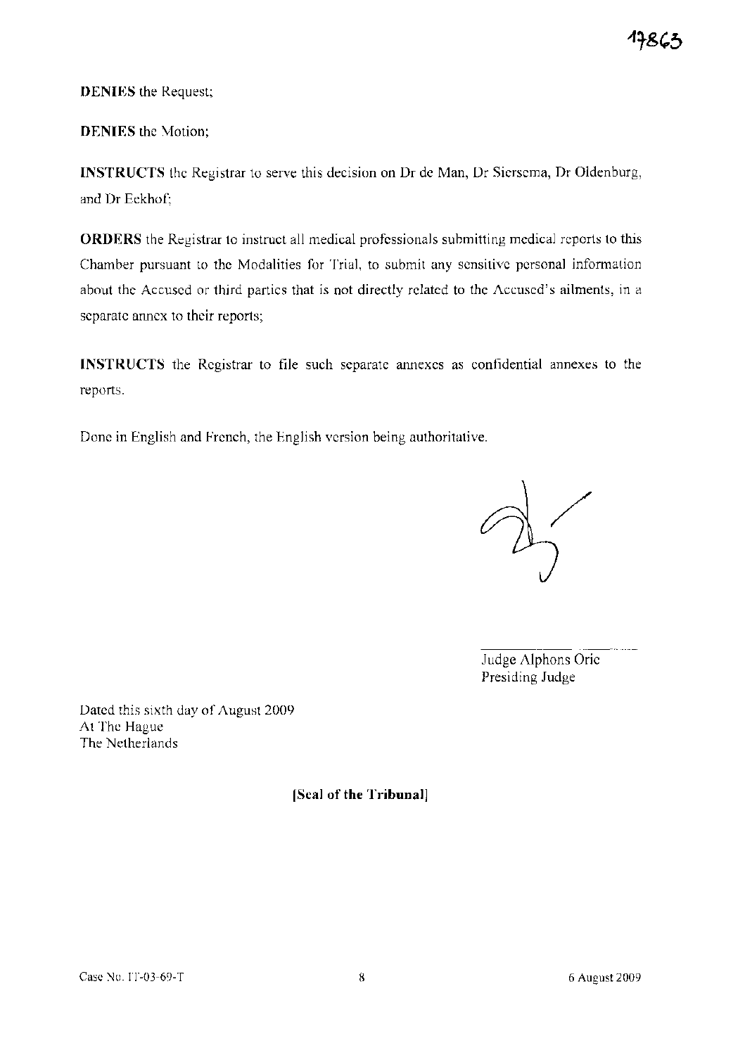**DENIES** the Request;

**DENIES** the Motion;

**INSTRUCTS** the Registrar to serve this decision on Dr de Man, Dr Siersema, Dr Oldenburg, and Dr Eekhof;

**ORDERS** the Registrar to instruct all medical professionals submitting medical reports to this Chamber pursuant to the Modalities for Trial, to submit any sensitive personal information about the Accused or third parties that is not directly related to the Accused's ailments, in a separate annex to their reports;

**INSTRUCTS** the Registrar to file such separate annexes as confidential annexes to the reports.

Done in English and French, the English version being authoritative.

Judge Alphons Orie
Presiding Judge

Dated this sixth day of August 2009
At The Hague
The Netherlands

**[Seal of the Tribunal]**